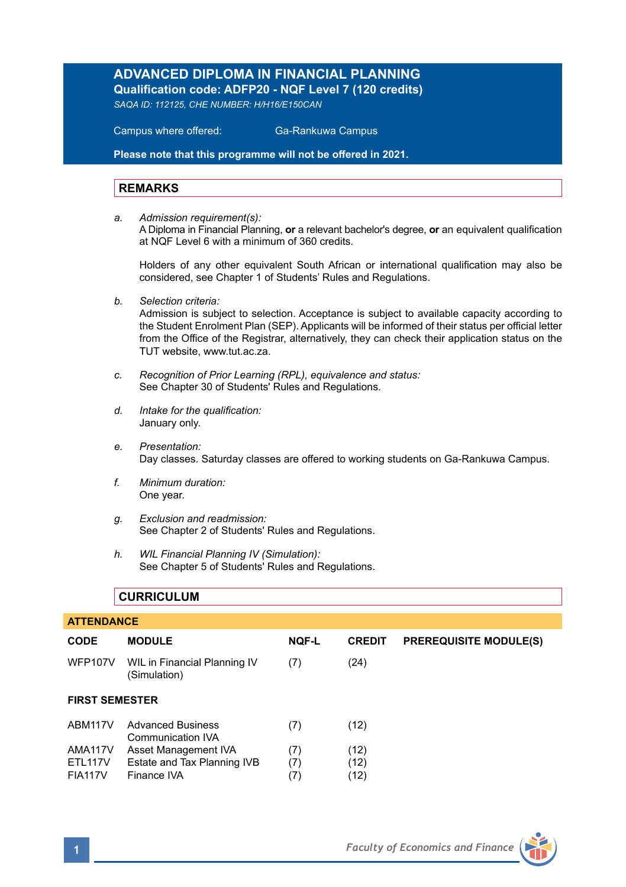# ADVANCED DIPLOMA IN FINANCIAL PLANNING

**Qualification code: ADFP20 - NQF Level 7 (120 credits)**

*SAQA ID: 112125, CHE NUMBER: H/H16/E150CAN*

Campus where offered: Ga-Rankuwa Campus

**Please note that this programme will not be offered in 2021.**

## REMARKS

a. *Admission requirement(s):*
A Diploma in Financial Planning, **or** a relevant bachelor's degree, **or** an equivalent qualification at NQF Level 6 with a minimum of 360 credits.

Holders of any other equivalent South African or international qualification may also be considered, see Chapter 1 of Students' Rules and Regulations.

b. *Selection criteria:*
Admission is subject to selection. Acceptance is subject to available capacity according to the Student Enrolment Plan (SEP). Applicants will be informed of their status per official letter from the Office of the Registrar, alternatively, they can check their application status on the TUT website, www.tut.ac.za.

c. *Recognition of Prior Learning (RPL), equivalence and status:*
See Chapter 30 of Students' Rules and Regulations.

d. *Intake for the qualification:*
January only.

e. *Presentation:*
Day classes. Saturday classes are offered to working students on Ga-Rankuwa Campus.

f. *Minimum duration:*
One year.

g. *Exclusion and readmission:*
See Chapter 2 of Students' Rules and Regulations.

h. *WIL Financial Planning IV (Simulation):*
See Chapter 5 of Students' Rules and Regulations.

## CURRICULUM

**ATTENDANCE**

| CODE | MODULE | NQF-L | CREDIT | PREREQUISITE MODULE(S) |
|---|---|---|---|---|
| WFP107V | WIL in Financial Planning IV (Simulation) | (7) | (24) | |
| **FIRST SEMESTER** | | | | |
| ABM117V | Advanced Business Communication IVA | (7) | (12) | |
| AMA117V | Asset Management IVA | (7) | (12) | |
| ETL117V | Estate and Tax Planning IVB | (7) | (12) | |
| FIA117V | Finance IVA | (7) | (12) | |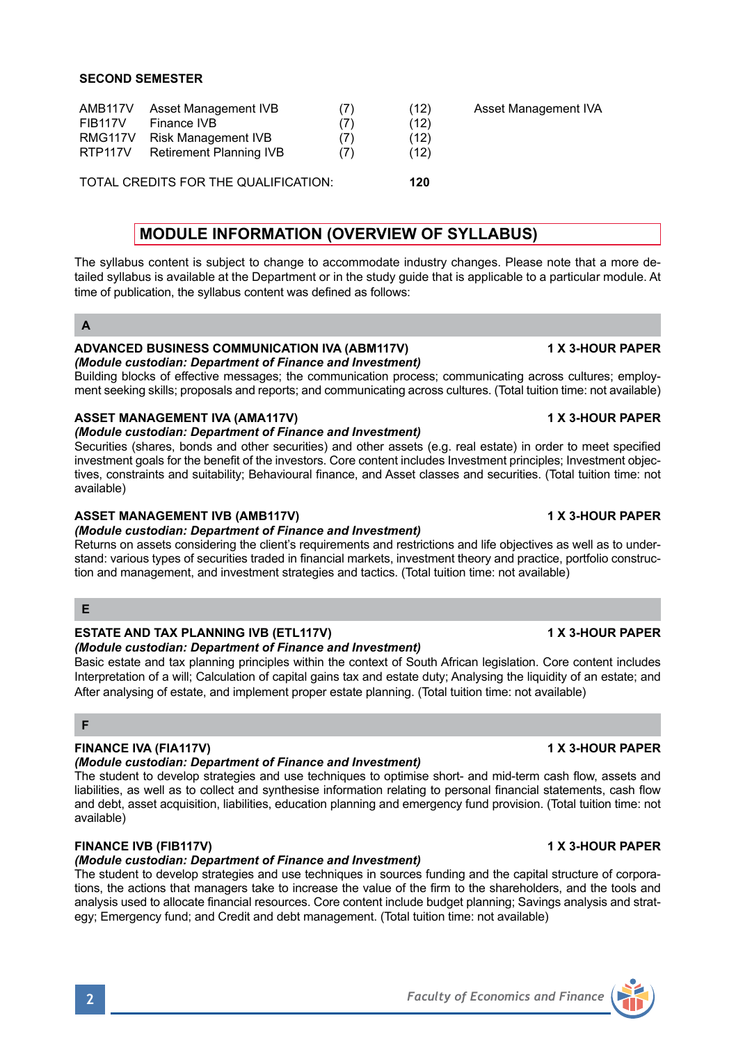**SECOND SEMESTER**

| | | | | |
|---|---|---|---|---|
| AMB117V | Asset Management IVB | (7) | (12) | Asset Management IVA |
| FIB117V | Finance IVB | (7) | (12) | |
| RMG117V | Risk Management IVB | (7) | (12) | |
| RTP117V | Retirement Planning IVB | (7) | (12) | |

TOTAL CREDITS FOR THE QUALIFICATION: **120**

## MODULE INFORMATION (OVERVIEW OF SYLLABUS)

The syllabus content is subject to change to accommodate industry changes. Please note that a more detailed syllabus is available at the Department or in the study guide that is applicable to a particular module. At time of publication, the syllabus content was defined as follows:

### A

**ADVANCED BUSINESS COMMUNICATION IVA (ABM117V) — 1 X 3-HOUR PAPER**
***(Module custodian: Department of Finance and Investment)***
Building blocks of effective messages; the communication process; communicating across cultures; employment seeking skills; proposals and reports; and communicating across cultures. (Total tuition time: not available)

**ASSET MANAGEMENT IVA (AMA117V) — 1 X 3-HOUR PAPER**
***(Module custodian: Department of Finance and Investment)***
Securities (shares, bonds and other securities) and other assets (e.g. real estate) in order to meet specified investment goals for the benefit of the investors. Core content includes Investment principles; Investment objectives, constraints and suitability; Behavioural finance, and Asset classes and securities. (Total tuition time: not available)

**ASSET MANAGEMENT IVB (AMB117V) — 1 X 3-HOUR PAPER**
***(Module custodian: Department of Finance and Investment)***
Returns on assets considering the client's requirements and restrictions and life objectives as well as to understand: various types of securities traded in financial markets, investment theory and practice, portfolio construction and management, and investment strategies and tactics. (Total tuition time: not available)

### E

**ESTATE AND TAX PLANNING IVB (ETL117V) — 1 X 3-HOUR PAPER**
***(Module custodian: Department of Finance and Investment)***
Basic estate and tax planning principles within the context of South African legislation. Core content includes Interpretation of a will; Calculation of capital gains tax and estate duty; Analysing the liquidity of an estate; and After analysing of estate, and implement proper estate planning. (Total tuition time: not available)

### F

**FINANCE IVA (FIA117V) — 1 X 3-HOUR PAPER**
***(Module custodian: Department of Finance and Investment)***
The student to develop strategies and use techniques to optimise short- and mid-term cash flow, assets and liabilities, as well as to collect and synthesise information relating to personal financial statements, cash flow and debt, asset acquisition, liabilities, education planning and emergency fund provision. (Total tuition time: not available)

**FINANCE IVB (FIB117V) — 1 X 3-HOUR PAPER**
***(Module custodian: Department of Finance and Investment)***
The student to develop strategies and use techniques in sources funding and the capital structure of corporations, the actions that managers take to increase the value of the firm to the shareholders, and the tools and analysis used to allocate financial resources. Core content include budget planning; Savings analysis and strategy; Emergency fund; and Credit and debt management. (Total tuition time: not available)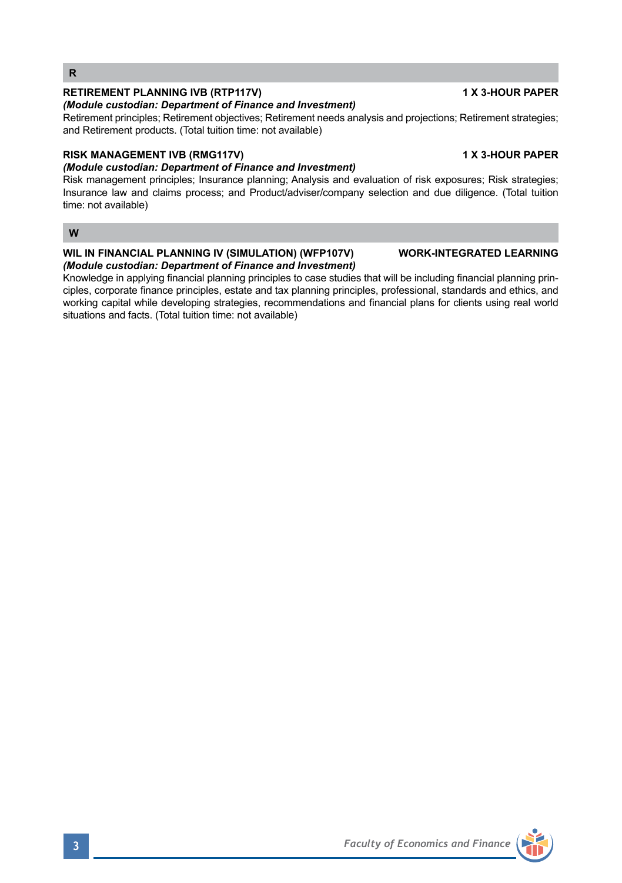## R

### RETIREMENT PLANNING IVB (RTP117V) — 1 X 3-HOUR PAPER

***(Module custodian: Department of Finance and Investment)***

Retirement principles; Retirement objectives; Retirement needs analysis and projections; Retirement strategies; and Retirement products. (Total tuition time: not available)

### RISK MANAGEMENT IVB (RMG117V) — 1 X 3-HOUR PAPER

***(Module custodian: Department of Finance and Investment)***

Risk management principles; Insurance planning; Analysis and evaluation of risk exposures; Risk strategies; Insurance law and claims process; and Product/adviser/company selection and due diligence. (Total tuition time: not available)

## W

### WIL IN FINANCIAL PLANNING IV (SIMULATION) (WFP107V) — WORK-INTEGRATED LEARNING

***(Module custodian: Department of Finance and Investment)***

Knowledge in applying financial planning principles to case studies that will be including financial planning principles, corporate finance principles, estate and tax planning principles, professional, standards and ethics, and working capital while developing strategies, recommendations and financial plans for clients using real world situations and facts. (Total tuition time: not available)